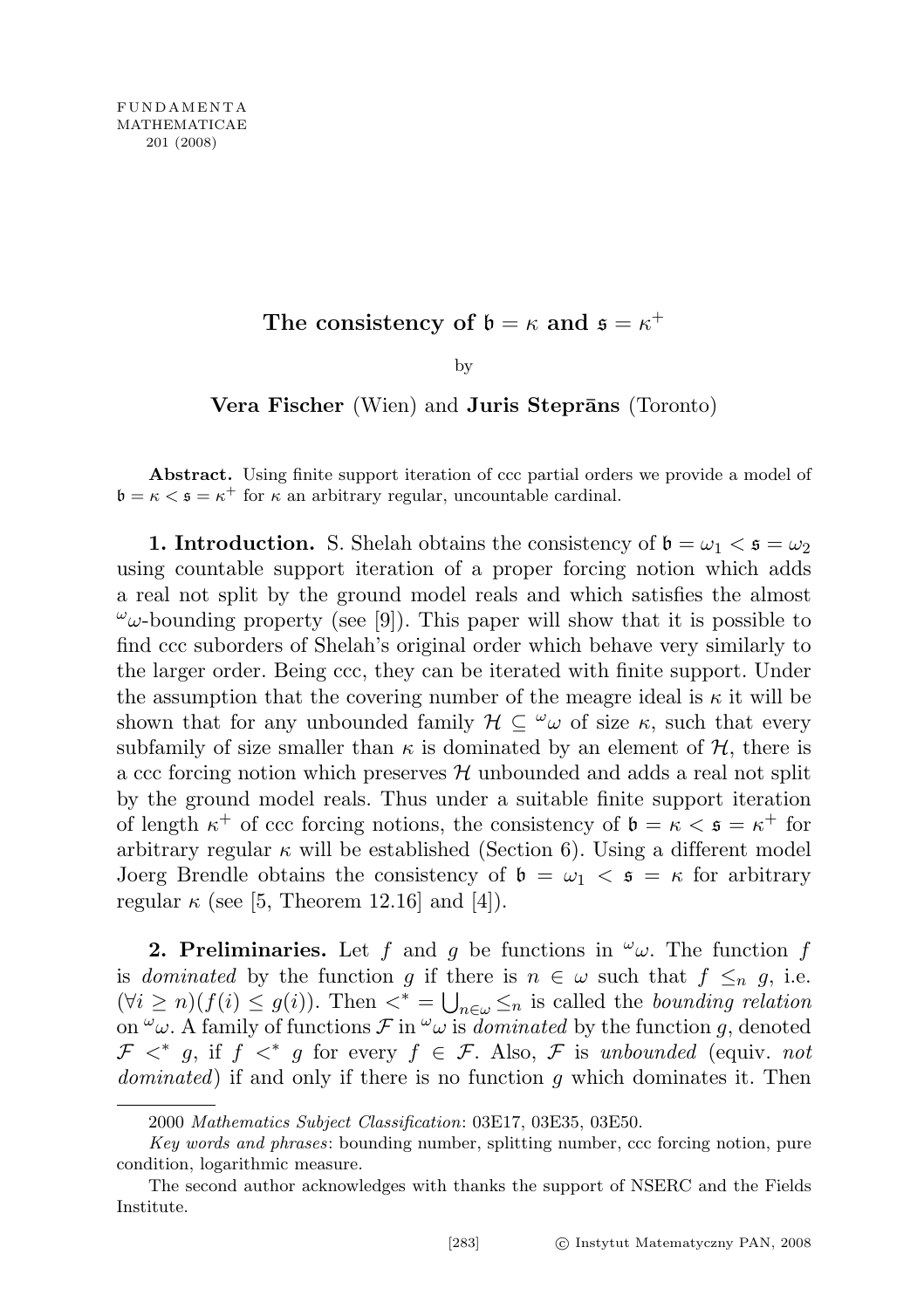# The consistency of $\mathfrak{b} = \kappa$ and $\mathfrak{s} = \kappa^+$

by

**Vera Fischer** (Wien) and **Juris Steprāns** (Toronto)

**Abstract.** Using finite support iteration of ccc partial orders we provide a model of $\mathfrak{b} = \kappa < \mathfrak{s} = \kappa^+$ for $\kappa$ an arbitrary regular, uncountable cardinal.

**1. Introduction.** S. Shelah obtains the consistency of $\mathfrak{b} = \omega_1 < \mathfrak{s} = \omega_2$ using countable support iteration of a proper forcing notion which adds a real not split by the ground model reals and which satisfies the almost ${}^\omega\omega$-bounding property (see [9]). This paper will show that it is possible to find ccc suborders of Shelah's original order which behave very similarly to the larger order. Being ccc, they can be iterated with finite support. Under the assumption that the covering number of the meagre ideal is $\kappa$ it will be shown that for any unbounded family $\mathcal{H} \subseteq {}^\omega\omega$ of size $\kappa$, such that every subfamily of size smaller than $\kappa$ is dominated by an element of $\mathcal{H}$, there is a ccc forcing notion which preserves $\mathcal{H}$ unbounded and adds a real not split by the ground model reals. Thus under a suitable finite support iteration of length $\kappa^+$ of ccc forcing notions, the consistency of $\mathfrak{b} = \kappa < \mathfrak{s} = \kappa^+$ for arbitrary regular $\kappa$ will be established (Section 6). Using a different model Joerg Brendle obtains the consistency of $\mathfrak{b} = \omega_1 < \mathfrak{s} = \kappa$ for arbitrary regular $\kappa$ (see [5, Theorem 12.16] and [4]).

**2. Preliminaries.** Let $f$ and $g$ be functions in ${}^\omega\omega$. The function $f$ is *dominated* by the function $g$ if there is $n \in \omega$ such that $f \leq_n g$, i.e. $(\forall i \geq n)(f(i) \leq g(i))$. Then $<^* = \bigcup_{n\in\omega} \leq_n$ is called the *bounding relation* on ${}^\omega\omega$. A family of functions $\mathcal{F}$ in ${}^\omega\omega$ is *dominated* by the function $g$, denoted $\mathcal{F} <^* g$, if $f <^* g$ for every $f \in \mathcal{F}$. Also, $\mathcal{F}$ is *unbounded* (equiv. *not dominated*) if and only if there is no function $g$ which dominates it. Then

2000 *Mathematics Subject Classification*: 03E17, 03E35, 03E50.

*Key words and phrases*: bounding number, splitting number, ccc forcing notion, pure condition, logarithmic measure.

The second author acknowledges with thanks the support of NSERC and the Fields Institute.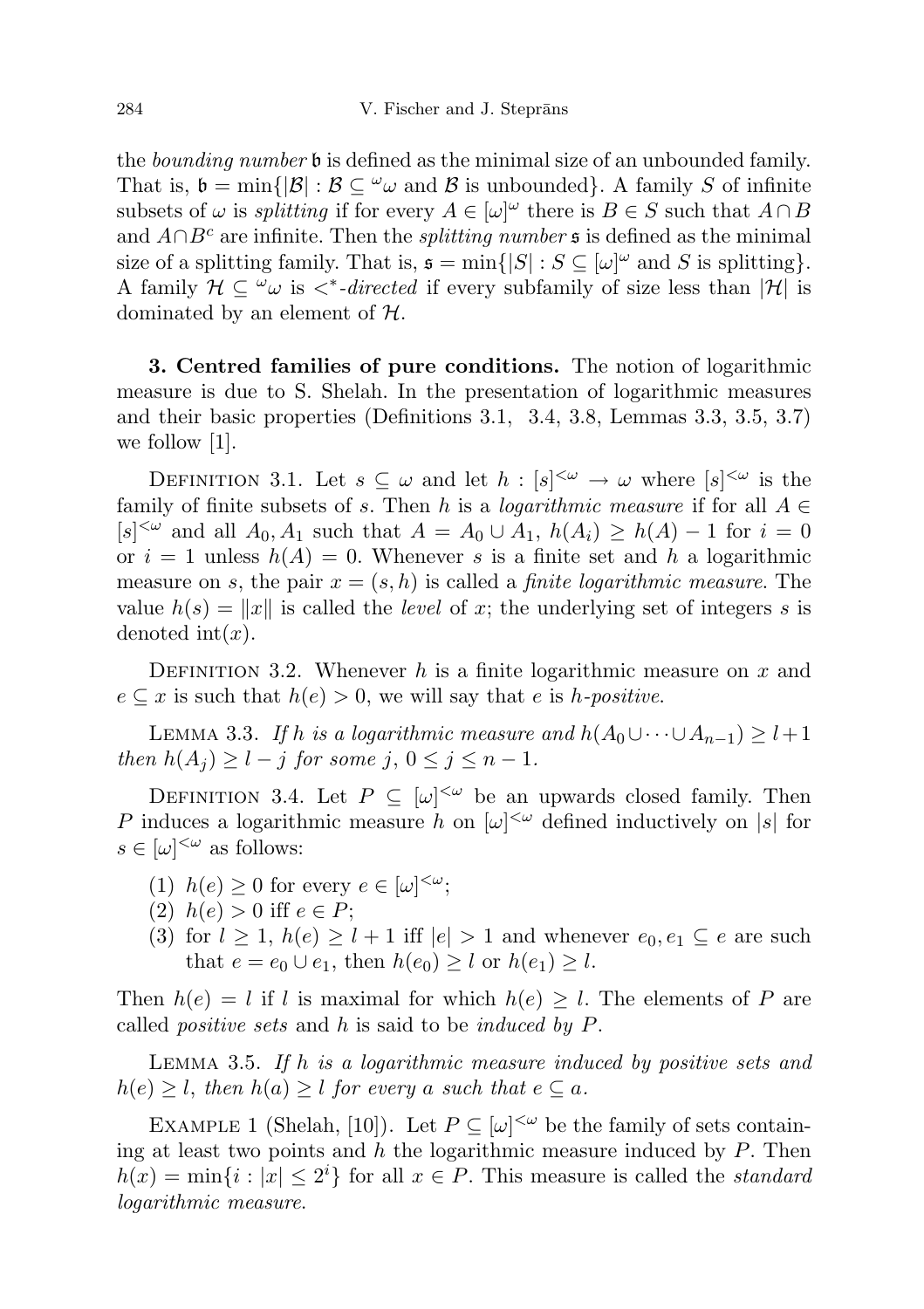the *bounding number* $\mathfrak{b}$ is defined as the minimal size of an unbounded family. That is, $\mathfrak{b} = \min\{|\mathcal{B}| : \mathcal{B} \subseteq {}^\omega\omega \text{ and } \mathcal{B} \text{ is unbounded}\}$. A family $S$ of infinite subsets of $\omega$ is *splitting* if for every $A \in [\omega]^\omega$ there is $B \in S$ such that $A \cap B$ and $A \cap B^c$ are infinite. Then the *splitting number* $\mathfrak{s}$ is defined as the minimal size of a splitting family. That is, $\mathfrak{s} = \min\{|S| : S \subseteq [\omega]^\omega \text{ and } S \text{ is splitting}\}$. A family $\mathcal{H} \subseteq {}^\omega\omega$ is $<^*$*-directed* if every subfamily of size less than $|\mathcal{H}|$ is dominated by an element of $\mathcal{H}$.

**3. Centred families of pure conditions.** The notion of logarithmic measure is due to S. Shelah. In the presentation of logarithmic measures and their basic properties (Definitions 3.1, 3.4, 3.8, Lemmas 3.3, 3.5, 3.7) we follow [1].

Definition 3.1. Let $s \subseteq \omega$ and let $h : [s]^{<\omega} \to \omega$ where $[s]^{<\omega}$ is the family of finite subsets of $s$. Then $h$ is a *logarithmic measure* if for all $A \in [s]^{<\omega}$ and all $A_0, A_1$ such that $A = A_0 \cup A_1$, $h(A_i) \geq h(A) - 1$ for $i = 0$ or $i = 1$ unless $h(A) = 0$. Whenever $s$ is a finite set and $h$ a logarithmic measure on $s$, the pair $x = (s, h)$ is called a *finite logarithmic measure*. The value $h(s) = \|x\|$ is called the *level* of $x$; the underlying set of integers $s$ is denoted $\mathrm{int}(x)$.

Definition 3.2. Whenever $h$ is a finite logarithmic measure on $x$ and $e \subseteq x$ is such that $h(e) > 0$, we will say that $e$ is *h-positive*.

Lemma 3.3. *If $h$ is a logarithmic measure and $h(A_0 \cup \cdots \cup A_{n-1}) \geq l + 1$ then $h(A_j) \geq l - j$ for some $j$, $0 \leq j \leq n - 1$.*

Definition 3.4. Let $P \subseteq [\omega]^{<\omega}$ be an upwards closed family. Then $P$ induces a logarithmic measure $h$ on $[\omega]^{<\omega}$ defined inductively on $|s|$ for $s \in [\omega]^{<\omega}$ as follows:

1. $h(e) \geq 0$ for every $e \in [\omega]^{<\omega}$;
2. $h(e) > 0$ iff $e \in P$;
3. for $l \geq 1$, $h(e) \geq l + 1$ iff $|e| > 1$ and whenever $e_0, e_1 \subseteq e$ are such that $e = e_0 \cup e_1$, then $h(e_0) \geq l$ or $h(e_1) \geq l$.

Then $h(e) = l$ if $l$ is maximal for which $h(e) \geq l$. The elements of $P$ are called *positive sets* and $h$ is said to be *induced by* $P$.

Lemma 3.5. *If $h$ is a logarithmic measure induced by positive sets and $h(e) \geq l$, then $h(a) \geq l$ for every $a$ such that $e \subseteq a$.*

Example 1 (Shelah, [10]). Let $P \subseteq [\omega]^{<\omega}$ be the family of sets containing at least two points and $h$ the logarithmic measure induced by $P$. Then $h(x) = \min\{i : |x| \leq 2^i\}$ for all $x \in P$. This measure is called the *standard logarithmic measure*.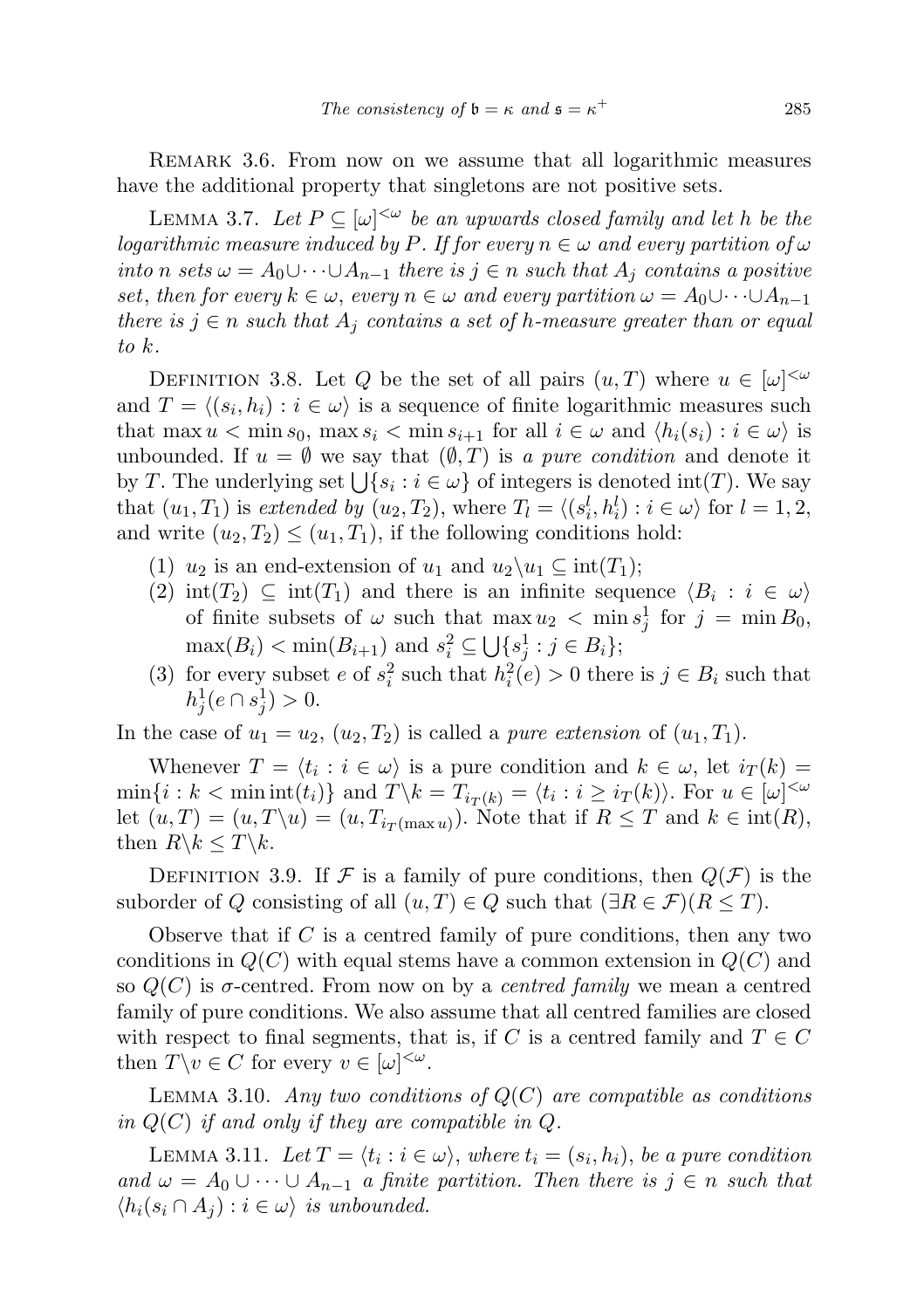Remark 3.6. From now on we assume that all logarithmic measures have the additional property that singletons are not positive sets.

Lemma 3.7. *Let $P \subseteq [\omega]^{<\omega}$ be an upwards closed family and let $h$ be the logarithmic measure induced by $P$. If for every $n \in \omega$ and every partition of $\omega$ into $n$ sets $\omega = A_0 \cup \cdots \cup A_{n-1}$ there is $j \in n$ such that $A_j$ contains a positive set, then for every $k \in \omega$, every $n \in \omega$ and every partition $\omega = A_0 \cup \cdots \cup A_{n-1}$ there is $j \in n$ such that $A_j$ contains a set of $h$-measure greater than or equal to $k$.*

Definition 3.8. Let $Q$ be the set of all pairs $(u, T)$ where $u \in [\omega]^{<\omega}$ and $T = \langle (s_i, h_i) : i \in \omega \rangle$ is a sequence of finite logarithmic measures such that $\max u < \min s_0$, $\max s_i < \min s_{i+1}$ for all $i \in \omega$ and $\langle h_i(s_i) : i \in \omega \rangle$ is unbounded. If $u = \emptyset$ we say that $(\emptyset, T)$ is *a pure condition* and denote it by $T$. The underlying set $\bigcup\{s_i : i \in \omega\}$ of integers is denoted $\mathrm{int}(T)$. We say that $(u_1, T_1)$ is *extended by* $(u_2, T_2)$, where $T_l = \langle (s_i^l, h_i^l) : i \in \omega \rangle$ for $l = 1, 2$, and write $(u_2, T_2) \leq (u_1, T_1)$, if the following conditions hold:

1. $u_2$ is an end-extension of $u_1$ and $u_2 \backslash u_1 \subseteq \mathrm{int}(T_1)$;
2. $\mathrm{int}(T_2) \subseteq \mathrm{int}(T_1)$ and there is an infinite sequence $\langle B_i : i \in \omega \rangle$ of finite subsets of $\omega$ such that $\max u_2 < \min s_j^1$ for $j = \min B_0$, $\max(B_i) < \min(B_{i+1})$ and $s_i^2 \subseteq \bigcup\{s_j^1 : j \in B_i\}$;
3. for every subset $e$ of $s_i^2$ such that $h_i^2(e) > 0$ there is $j \in B_i$ such that $h_j^1(e \cap s_j^1) > 0$.

In the case of $u_1 = u_2$, $(u_2, T_2)$ is called a *pure extension* of $(u_1, T_1)$.

Whenever $T = \langle t_i : i \in \omega \rangle$ is a pure condition and $k \in \omega$, let $i_T(k) = \min\{i : k < \min \mathrm{int}(t_i)\}$ and $T \backslash k = T_{i_T(k)} = \langle t_i : i \geq i_T(k) \rangle$. For $u \in [\omega]^{<\omega}$ let $(u, T) = (u, T \backslash u) = (u, T_{i_T(\max u)})$. Note that if $R \leq T$ and $k \in \mathrm{int}(R)$, then $R \backslash k \leq T \backslash k$.

Definition 3.9. If $\mathcal{F}$ is a family of pure conditions, then $Q(\mathcal{F})$ is the suborder of $Q$ consisting of all $(u, T) \in Q$ such that $(\exists R \in \mathcal{F})(R \leq T)$.

Observe that if $C$ is a centred family of pure conditions, then any two conditions in $Q(C)$ with equal stems have a common extension in $Q(C)$ and so $Q(C)$ is $\sigma$-centred. From now on by a *centred family* we mean a centred family of pure conditions. We also assume that all centred families are closed with respect to final segments, that is, if $C$ is a centred family and $T \in C$ then $T \backslash v \in C$ for every $v \in [\omega]^{<\omega}$.

Lemma 3.10. *Any two conditions of $Q(C)$ are compatible as conditions in $Q(C)$ if and only if they are compatible in $Q$.*

Lemma 3.11. *Let $T = \langle t_i : i \in \omega \rangle$, where $t_i = (s_i, h_i)$, be a pure condition and $\omega = A_0 \cup \cdots \cup A_{n-1}$ a finite partition. Then there is $j \in n$ such that $\langle h_i(s_i \cap A_j) : i \in \omega \rangle$ is unbounded.*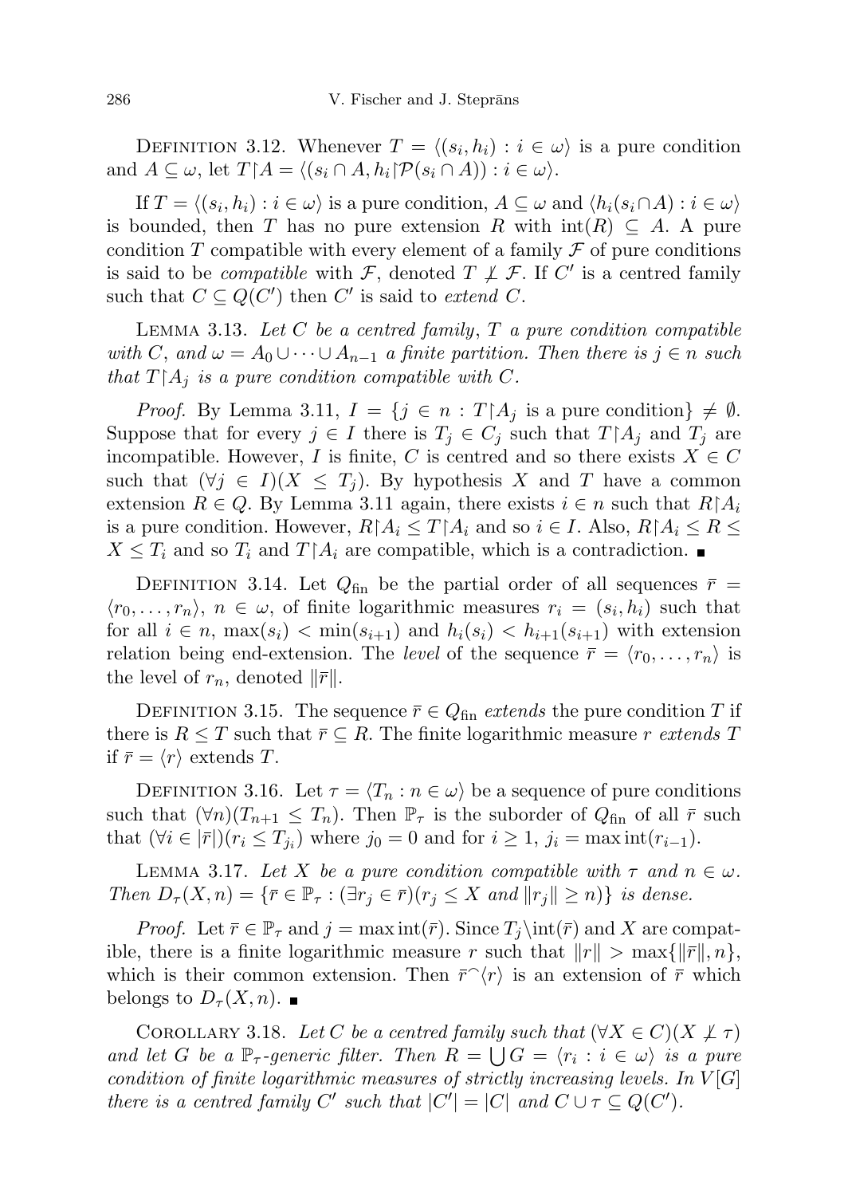DEFINITION 3.12. Whenever $T = \langle (s_i, h_i) : i \in \omega \rangle$ is a pure condition and $A \subseteq \omega$, let $T{\restriction}A = \langle (s_i \cap A, h_i{\restriction}\mathcal{P}(s_i \cap A)) : i \in \omega \rangle$.

If $T = \langle (s_i, h_i) : i \in \omega \rangle$ is a pure condition, $A \subseteq \omega$ and $\langle h_i(s_i \cap A) : i \in \omega \rangle$ is bounded, then $T$ has no pure extension $R$ with $\operatorname{int}(R) \subseteq A$. A pure condition $T$ compatible with every element of a family $\mathcal{F}$ of pure conditions is said to be *compatible* with $\mathcal{F}$, denoted $T \not\perp \mathcal{F}$. If $C'$ is a centred family such that $C \subseteq Q(C')$ then $C'$ is said to *extend* $C$.

LEMMA 3.13. *Let $C$ be a centred family, $T$ a pure condition compatible with $C$, and $\omega = A_0 \cup \dots \cup A_{n-1}$ a finite partition. Then there is $j \in n$ such that $T{\restriction}A_j$ is a pure condition compatible with $C$.*

*Proof.* By Lemma 3.11, $I = \{j \in n : T{\restriction}A_j \text{ is a pure condition}\} \neq \emptyset$. Suppose that for every $j \in I$ there is $T_j \in C_j$ such that $T{\restriction}A_j$ and $T_j$ are incompatible. However, $I$ is finite, $C$ is centred and so there exists $X \in C$ such that $(\forall j \in I)(X \leq T_j)$. By hypothesis $X$ and $T$ have a common extension $R \in Q$. By Lemma 3.11 again, there exists $i \in n$ such that $R{\restriction}A_i$ is a pure condition. However, $R{\restriction}A_i \leq T{\restriction}A_i$ and so $i \in I$. Also, $R{\restriction}A_i \leq R \leq X \leq T_i$ and so $T_i$ and $T{\restriction}A_i$ are compatible, which is a contradiction. ■

DEFINITION 3.14. Let $Q_{\text{fin}}$ be the partial order of all sequences $\bar{r} = \langle r_0, \dots, r_n \rangle$, $n \in \omega$, of finite logarithmic measures $r_i = (s_i, h_i)$ such that for all $i \in n$, $\max(s_i) < \min(s_{i+1})$ and $h_i(s_i) < h_{i+1}(s_{i+1})$ with extension relation being end-extension. The *level* of the sequence $\bar{r} = \langle r_0, \dots, r_n \rangle$ is the level of $r_n$, denoted $\|\bar{r}\|$.

DEFINITION 3.15. The sequence $\bar{r} \in Q_{\text{fin}}$ *extends* the pure condition $T$ if there is $R \leq T$ such that $\bar{r} \subseteq R$. The finite logarithmic measure $r$ *extends* $T$ if $\bar{r} = \langle r \rangle$ extends $T$.

DEFINITION 3.16. Let $\tau = \langle T_n : n \in \omega \rangle$ be a sequence of pure conditions such that $(\forall n)(T_{n+1} \leq T_n)$. Then $\mathbb{P}_\tau$ is the suborder of $Q_{\text{fin}}$ of all $\bar{r}$ such that $(\forall i \in |\bar{r}|)(r_i \leq T_{j_i})$ where $j_0 = 0$ and for $i \geq 1$, $j_i = \max \operatorname{int}(r_{i-1})$.

LEMMA 3.17. *Let $X$ be a pure condition compatible with $\tau$ and $n \in \omega$. Then $D_\tau(X, n) = \{\bar{r} \in \mathbb{P}_\tau : (\exists r_j \in \bar{r})(r_j \leq X \text{ and } \|r_j\| \geq n)\}$ is dense.*

*Proof.* Let $\bar{r} \in \mathbb{P}_\tau$ and $j = \max \operatorname{int}(\bar{r})$. Since $T_j \backslash \operatorname{int}(\bar{r})$ and $X$ are compatible, there is a finite logarithmic measure $r$ such that $\|r\| > \max\{\|\bar{r}\|, n\}$, which is their common extension. Then $\bar{r}^\frown\langle r \rangle$ is an extension of $\bar{r}$ which belongs to $D_\tau(X, n)$. ■

COROLLARY 3.18. *Let $C$ be a centred family such that $(\forall X \in C)(X \not\perp \tau)$ and let $G$ be a $\mathbb{P}_\tau$-generic filter. Then $R = \bigcup G = \langle r_i : i \in \omega \rangle$ is a pure condition of finite logarithmic measures of strictly increasing levels. In $V[G]$ there is a centred family $C'$ such that $|C'| = |C|$ and $C \cup \tau \subseteq Q(C')$.*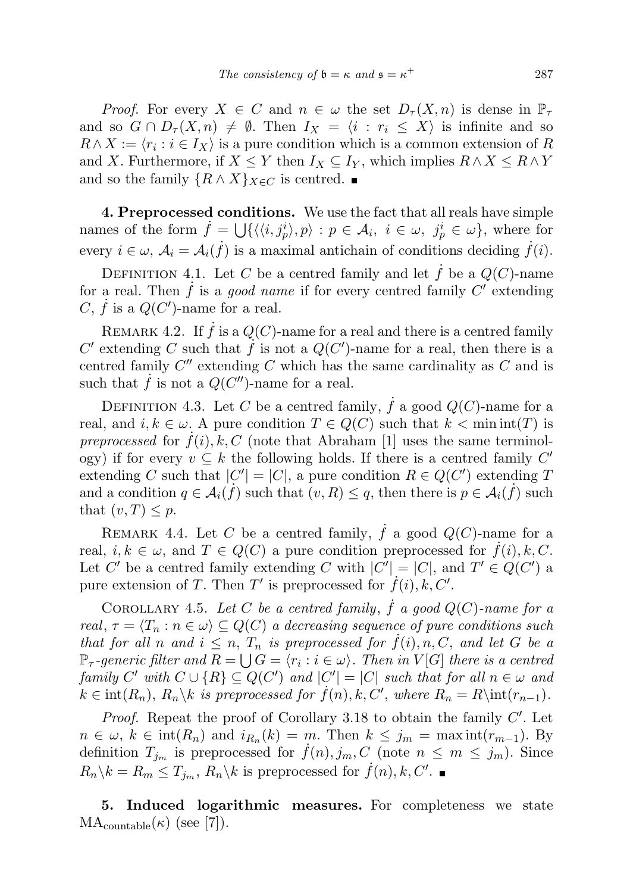*Proof.* For every $X \in C$ and $n \in \omega$ the set $D_\tau(X,n)$ is dense in $\mathbb{P}_\tau$ and so $G \cap D_\tau(X,n) \neq \emptyset$. Then $I_X = \langle i : r_i \leq X\rangle$ is infinite and so $R \wedge X := \langle r_i : i \in I_X\rangle$ is a pure condition which is a common extension of $R$ and $X$. Furthermore, if $X \leq Y$ then $I_X \subseteq I_Y$, which implies $R \wedge X \leq R \wedge Y$ and so the family $\{R \wedge X\}_{X \in C}$ is centred. ∎

**4. Preprocessed conditions.** We use the fact that all reals have simple names of the form $\dot{f} = \bigcup\{\langle\langle i, j_p^i\rangle, p\rangle : p \in \mathcal{A}_i,\ i \in \omega,\ j_p^i \in \omega\}$, where for every $i \in \omega$, $\mathcal{A}_i = \mathcal{A}_i(\dot{f})$ is a maximal antichain of conditions deciding $\dot{f}(i)$.

Definition 4.1. Let $C$ be a centred family and let $\dot{f}$ be a $Q(C)$-name for a real. Then $\dot{f}$ is a *good name* if for every centred family $C'$ extending $C$, $\dot{f}$ is a $Q(C')$-name for a real.

Remark 4.2. If $\dot{f}$ is a $Q(C)$-name for a real and there is a centred family $C'$ extending $C$ such that $\dot{f}$ is not a $Q(C')$-name for a real, then there is a centred family $C''$ extending $C$ which has the same cardinality as $C$ and is such that $\dot{f}$ is not a $Q(C'')$-name for a real.

Definition 4.3. Let $C$ be a centred family, $\dot{f}$ a good $Q(C)$-name for a real, and $i,k \in \omega$. A pure condition $T \in Q(C)$ such that $k < \min \operatorname{int}(T)$ is *preprocessed* for $\dot{f}(i), k, C$ (note that Abraham [1] uses the same terminology) if for every $v \subseteq k$ the following holds. If there is a centred family $C'$ extending $C$ such that $|C'| = |C|$, a pure condition $R \in Q(C')$ extending $T$ and a condition $q \in \mathcal{A}_i(\dot{f})$ such that $(v,R) \leq q$, then there is $p \in \mathcal{A}_i(\dot{f})$ such that $(v,T) \leq p$.

Remark 4.4. Let $C$ be a centred family, $\dot{f}$ a good $Q(C)$-name for a real, $i,k \in \omega$, and $T \in Q(C)$ a pure condition preprocessed for $\dot{f}(i), k, C$. Let $C'$ be a centred family extending $C$ with $|C'| = |C|$, and $T' \in Q(C')$ a pure extension of $T$. Then $T'$ is preprocessed for $\dot{f}(i), k, C'$.

Corollary 4.5. *Let $C$ be a centred family, $\dot{f}$ a good $Q(C)$-name for a real, $\tau = \langle T_n : n \in \omega\rangle \subseteq Q(C)$ a decreasing sequence of pure conditions such that for all $n$ and $i \leq n$, $T_n$ is preprocessed for $\dot{f}(i), n, C$, and let $G$ be a $\mathbb{P}_\tau$-generic filter and $R = \bigcup G = \langle r_i : i \in \omega\rangle$. Then in $V[G]$ there is a centred family $C'$ with $C \cup \{R\} \subseteq Q(C')$ and $|C'| = |C|$ such that for all $n \in \omega$ and $k \in \operatorname{int}(R_n)$, $R_n \backslash k$ is preprocessed for $\dot{f}(n), k, C'$, where $R_n = R\backslash \operatorname{int}(r_{n-1})$.*

*Proof.* Repeat the proof of Corollary 3.18 to obtain the family $C'$. Let $n \in \omega$, $k \in \operatorname{int}(R_n)$ and $i_{R_n}(k) = m$. Then $k \leq j_m = \max \operatorname{int}(r_{m-1})$. By definition $T_{j_m}$ is preprocessed for $\dot{f}(n), j_m, C$ (note $n \leq m \leq j_m$). Since $R_n \backslash k = R_m \leq T_{j_m}$, $R_n \backslash k$ is preprocessed for $\dot{f}(n), k, C'$. ∎

**5. Induced logarithmic measures.** For completeness we state $\mathrm{MA}_{\mathrm{countable}}(\kappa)$ (see [7]).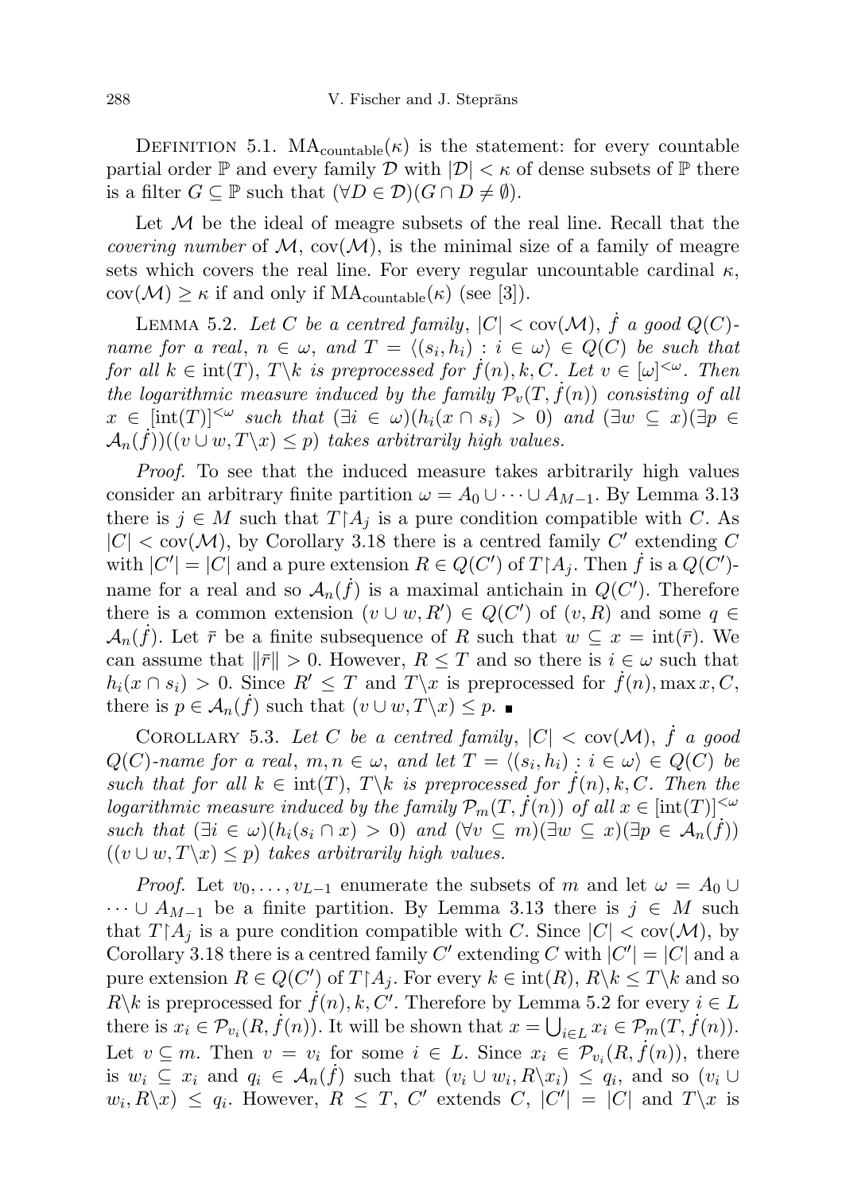Definition 5.1. $\mathrm{MA}_{\mathrm{countable}}(\kappa)$ is the statement: for every countable partial order $\mathbb{P}$ and every family $\mathcal{D}$ with $|\mathcal{D}| < \kappa$ of dense subsets of $\mathbb{P}$ there is a filter $G \subseteq \mathbb{P}$ such that $(\forall D \in \mathcal{D})(G \cap D \neq \emptyset)$.

Let $\mathcal{M}$ be the ideal of meagre subsets of the real line. Recall that the *covering number* of $\mathcal{M}$, $\mathrm{cov}(\mathcal{M})$, is the minimal size of a family of meagre sets which covers the real line. For every regular uncountable cardinal $\kappa$, $\mathrm{cov}(\mathcal{M}) \geq \kappa$ if and only if $\mathrm{MA}_{\mathrm{countable}}(\kappa)$ (see [3]).

Lemma 5.2. *Let $C$ be a centred family, $|C| < \mathrm{cov}(\mathcal{M})$, $\dot{f}$ a good $Q(C)$-name for a real, $n \in \omega$, and $T = \langle (s_i, h_i) : i \in \omega \rangle \in Q(C)$ be such that for all $k \in \mathrm{int}(T)$, $T \backslash k$ is preprocessed for $\dot{f}(n), k, C$. Let $v \in [\omega]^{<\omega}$. Then the logarithmic measure induced by the family $\mathcal{P}_v(T, \dot{f}(n))$ consisting of all $x \in [\mathrm{int}(T)]^{<\omega}$ such that $(\exists i \in \omega)(h_i(x \cap s_i) > 0)$ and $(\exists w \subseteq x)(\exists p \in \mathcal{A}_n(\dot{f}))((v \cup w, T \backslash x) \leq p)$ takes arbitrarily high values.*

*Proof.* To see that the induced measure takes arbitrarily high values consider an arbitrary finite partition $\omega = A_0 \cup \cdots \cup A_{M-1}$. By Lemma 3.13 there is $j \in M$ such that $T \restriction A_j$ is a pure condition compatible with $C$. As $|C| < \mathrm{cov}(\mathcal{M})$, by Corollary 3.18 there is a centred family $C'$ extending $C$ with $|C'| = |C|$ and a pure extension $R \in Q(C')$ of $T \restriction A_j$. Then $\dot{f}$ is a $Q(C')$-name for a real and so $\mathcal{A}_n(\dot{f})$ is a maximal antichain in $Q(C')$. Therefore there is a common extension $(v \cup w, R') \in Q(C')$ of $(v, R)$ and some $q \in \mathcal{A}_n(\dot{f})$. Let $\bar{r}$ be a finite subsequence of $R$ such that $w \subseteq x = \mathrm{int}(\bar{r})$. We can assume that $\|\bar{r}\| > 0$. However, $R \leq T$ and so there is $i \in \omega$ such that $h_i(x \cap s_i) > 0$. Since $R' \leq T$ and $T \backslash x$ is preprocessed for $\dot{f}(n), \max x, C$, there is $p \in \mathcal{A}_n(\dot{f})$ such that $(v \cup w, T \backslash x) \leq p$. ∎

Corollary 5.3. *Let $C$ be a centred family, $|C| < \mathrm{cov}(\mathcal{M})$, $\dot{f}$ a good $Q(C)$-name for a real, $m, n \in \omega$, and let $T = \langle (s_i, h_i) : i \in \omega \rangle \in Q(C)$ be such that for all $k \in \mathrm{int}(T)$, $T \backslash k$ is preprocessed for $\dot{f}(n), k, C$. Then the logarithmic measure induced by the family $\mathcal{P}_m(T, \dot{f}(n))$ of all $x \in [\mathrm{int}(T)]^{<\omega}$ such that $(\exists i \in \omega)(h_i(s_i \cap x) > 0)$ and $(\forall v \subseteq m)(\exists w \subseteq x)(\exists p \in \mathcal{A}_n(\dot{f}))((v \cup w, T \backslash x) \leq p)$ takes arbitrarily high values.*

*Proof.* Let $v_0, \ldots, v_{L-1}$ enumerate the subsets of $m$ and let $\omega = A_0 \cup \cdots \cup A_{M-1}$ be a finite partition. By Lemma 3.13 there is $j \in M$ such that $T \restriction A_j$ is a pure condition compatible with $C$. Since $|C| < \mathrm{cov}(\mathcal{M})$, by Corollary 3.18 there is a centred family $C'$ extending $C$ with $|C'| = |C|$ and a pure extension $R \in Q(C')$ of $T \restriction A_j$. For every $k \in \mathrm{int}(R)$, $R \backslash k \leq T \backslash k$ and so $R \backslash k$ is preprocessed for $\dot{f}(n), k, C'$. Therefore by Lemma 5.2 for every $i \in L$ there is $x_i \in \mathcal{P}_{v_i}(R, \dot{f}(n))$. It will be shown that $x = \bigcup_{i \in L} x_i \in \mathcal{P}_m(T, \dot{f}(n))$. Let $v \subseteq m$. Then $v = v_i$ for some $i \in L$. Since $x_i \in \mathcal{P}_{v_i}(R, \dot{f}(n))$, there is $w_i \subseteq x_i$ and $q_i \in \mathcal{A}_n(\dot{f})$ such that $(v_i \cup w_i, R \backslash x_i) \leq q_i$, and so $(v_i \cup w_i, R \backslash x) \leq q_i$. However, $R \leq T$, $C'$ extends $C$, $|C'| = |C|$ and $T \backslash x$ is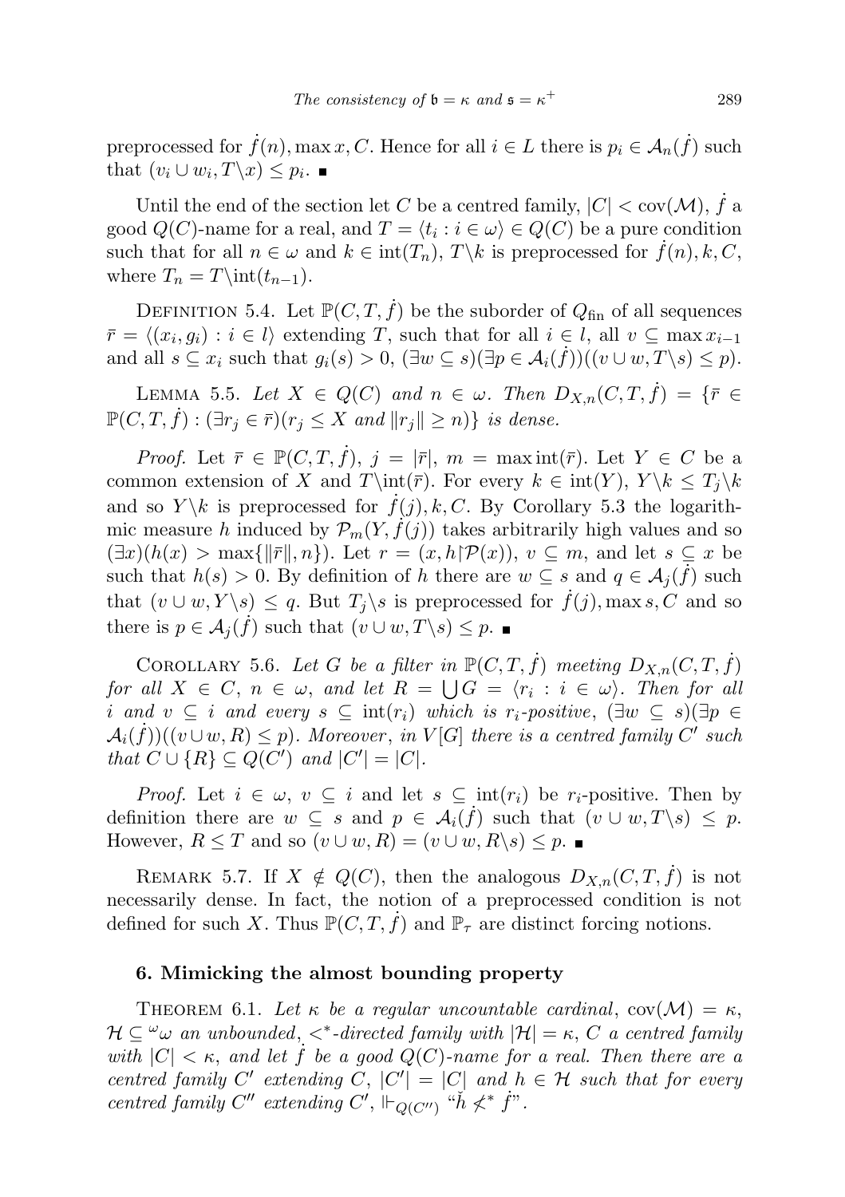preprocessed for $\dot{f}(n), \max x, C$. Hence for all $i \in L$ there is $p_i \in \mathcal{A}_n(\dot{f})$ such that $(v_i \cup w_i, T\backslash x) \le p_i$. ■

Until the end of the section let $C$ be a centred family, $|C| < \mathrm{cov}(\mathcal{M})$, $\dot{f}$ a good $Q(C)$-name for a real, and $T = \langle t_i : i \in \omega\rangle \in Q(C)$ be a pure condition such that for all $n \in \omega$ and $k \in \mathrm{int}(T_n)$, $T\backslash k$ is preprocessed for $\dot{f}(n), k, C$, where $T_n = T\backslash \mathrm{int}(t_{n-1})$.

Definition 5.4. Let $\mathbb{P}(C, T, \dot{f})$ be the suborder of $Q_{\mathrm{fin}}$ of all sequences $\bar{r} = \langle (x_i, g_i) : i \in l\rangle$ extending $T$, such that for all $i \in l$, all $v \subseteq \max x_{i-1}$ and all $s \subseteq x_i$ such that $g_i(s) > 0$, $(\exists w \subseteq s)(\exists p \in \mathcal{A}_i(\dot{f}))((v \cup w, T\backslash s) \le p)$.

Lemma 5.5. *Let $X \in Q(C)$ and $n \in \omega$. Then $D_{X,n}(C, T, \dot{f}) = \{\bar{r} \in \mathbb{P}(C, T, \dot{f}) : (\exists r_j \in \bar{r})(r_j \le X \text{ and } \|r_j\| \ge n)\}$ is dense.*

*Proof.* Let $\bar{r} \in \mathbb{P}(C, T, \dot{f})$, $j = |\bar{r}|$, $m = \max \mathrm{int}(\bar{r})$. Let $Y \in C$ be a common extension of $X$ and $T\backslash \mathrm{int}(\bar{r})$. For every $k \in \mathrm{int}(Y)$, $Y\backslash k \le T_j\backslash k$ and so $Y\backslash k$ is preprocessed for $\dot{f}(j), k, C$. By Corollary 5.3 the logarithmic measure $h$ induced by $\mathcal{P}_m(Y, \dot{f}(j))$ takes arbitrarily high values and so $(\exists x)(h(x) > \max\{\|\bar{r}\|, n\})$. Let $r = (x, h\restriction\mathcal{P}(x))$, $v \subseteq m$, and let $s \subseteq x$ be such that $h(s) > 0$. By definition of $h$ there are $w \subseteq s$ and $q \in \mathcal{A}_j(\dot{f})$ such that $(v \cup w, Y\backslash s) \le q$. But $T_j\backslash s$ is preprocessed for $\dot{f}(j), \max s, C$ and so there is $p \in \mathcal{A}_j(\dot{f})$ such that $(v \cup w, T\backslash s) \le p$. ■

Corollary 5.6. *Let $G$ be a filter in $\mathbb{P}(C, T, \dot{f})$ meeting $D_{X,n}(C, T, \dot{f})$ for all $X \in C$, $n \in \omega$, and let $R = \bigcup G = \langle r_i : i \in \omega\rangle$. Then for all $i$ and $v \subseteq i$ and every $s \subseteq \mathrm{int}(r_i)$ which is $r_i$-positive, $(\exists w \subseteq s)(\exists p \in \mathcal{A}_i(\dot{f}))((v \cup w, R) \le p)$. Moreover, in $V[G]$ there is a centred family $C'$ such that $C \cup \{R\} \subseteq Q(C')$ and $|C'| = |C|$.*

*Proof.* Let $i \in \omega$, $v \subseteq i$ and let $s \subseteq \mathrm{int}(r_i)$ be $r_i$-positive. Then by definition there are $w \subseteq s$ and $p \in \mathcal{A}_i(\dot{f})$ such that $(v \cup w, T\backslash s) \le p$. However, $R \le T$ and so $(v \cup w, R) = (v \cup w, R\backslash s) \le p$. ■

Remark 5.7. If $X \notin Q(C)$, then the analogous $D_{X,n}(C, T, \dot{f})$ is not necessarily dense. In fact, the notion of a preprocessed condition is not defined for such $X$. Thus $\mathbb{P}(C, T, \dot{f})$ and $\mathbb{P}_\tau$ are distinct forcing notions.

## 6. Mimicking the almost bounding property

Theorem 6.1. *Let $\kappa$ be a regular uncountable cardinal, $\mathrm{cov}(\mathcal{M}) = \kappa$, $\mathcal{H} \subseteq {}^\omega\omega$ an unbounded, $<^*$-directed family with $|\mathcal{H}| = \kappa$, $C$ a centred family with $|C| < \kappa$, and let $\dot{f}$ be a good $Q(C)$-name for a real. Then there are a centred family $C'$ extending $C$, $|C'| = |C|$ and $h \in \mathcal{H}$ such that for every centred family $C''$ extending $C'$, $\Vdash_{Q(C'')}$ "$\check{h} \not<^* \dot{f}$".*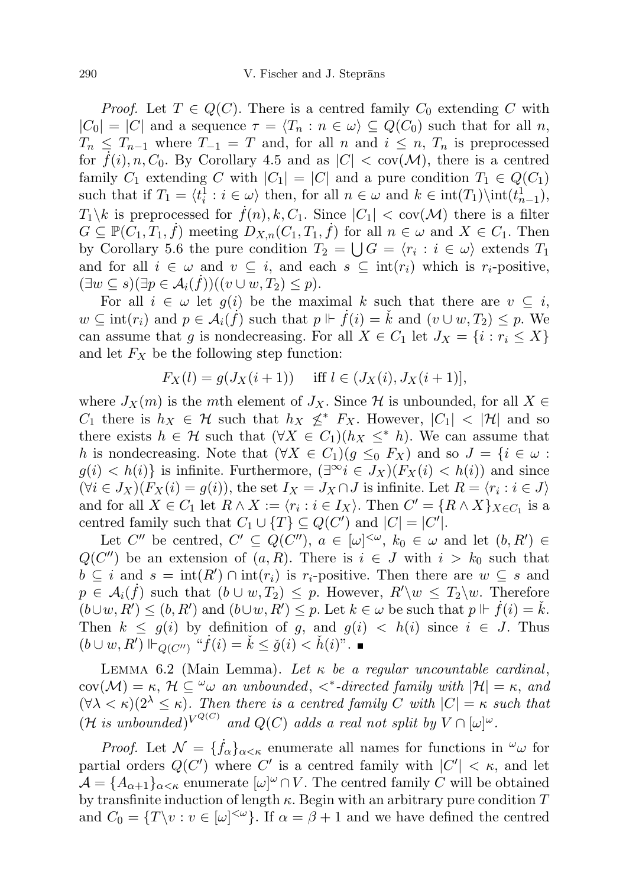*Proof.* Let $T \in Q(C)$. There is a centred family $C_0$ extending $C$ with $|C_0| = |C|$ and a sequence $\tau = \langle T_n : n \in \omega\rangle \subseteq Q(C_0)$ such that for all $n$, $T_n \leq T_{n-1}$ where $T_{-1} = T$ and, for all $n$ and $i \leq n$, $T_n$ is preprocessed for $\dot{f}(i), n, C_0$. By Corollary 4.5 and as $|C| < \operatorname{cov}(\mathcal{M})$, there is a centred family $C_1$ extending $C$ with $|C_1| = |C|$ and a pure condition $T_1 \in Q(C_1)$ such that if $T_1 = \langle t_i^1 : i \in \omega\rangle$ then, for all $n \in \omega$ and $k \in \operatorname{int}(T_1)\backslash \operatorname{int}(t_{n-1}^1)$, $T_1 \backslash k$ is preprocessed for $\dot{f}(n), k, C_1$. Since $|C_1| < \operatorname{cov}(\mathcal{M})$ there is a filter $G \subseteq \mathbb{P}(C_1, T_1, \dot{f})$ meeting $D_{X,n}(C_1, T_1, \dot{f})$ for all $n \in \omega$ and $X \in C_1$. Then by Corollary 5.6 the pure condition $T_2 = \bigcup G = \langle r_i : i \in \omega\rangle$ extends $T_1$ and for all $i \in \omega$ and $v \subseteq i$, and each $s \subseteq \operatorname{int}(r_i)$ which is $r_i$-positive, $(\exists w \subseteq s)(\exists p \in \mathcal{A}_i(\dot{f}))((v \cup w, T_2) \leq p)$.

For all $i \in \omega$ let $g(i)$ be the maximal $k$ such that there are $v \subseteq i$, $w \subseteq \operatorname{int}(r_i)$ and $p \in \mathcal{A}_i(\dot{f})$ such that $p \Vdash \dot{f}(i) = \check{k}$ and $(v \cup w, T_2) \leq p$. We can assume that $g$ is nondecreasing. For all $X \in C_1$ let $J_X = \{i : r_i \leq X\}$ and let $F_X$ be the following step function:

$$F_X(l) = g(J_X(i+1)) \quad \text{iff } l \in (J_X(i), J_X(i+1)],$$

where $J_X(m)$ is the $m$th element of $J_X$. Since $\mathcal{H}$ is unbounded, for all $X \in C_1$ there is $h_X \in \mathcal{H}$ such that $h_X \not\leq^* F_X$. However, $|C_1| < |\mathcal{H}|$ and so there exists $h \in \mathcal{H}$ such that $(\forall X \in C_1)(h_X \leq^* h)$. We can assume that $h$ is nondecreasing. Note that $(\forall X \in C_1)(g \leq_0 F_X)$ and so $J = \{i \in \omega : g(i) < h(i)\}$ is infinite. Furthermore, $(\exists^\infty i \in J_X)(F_X(i) < h(i))$ and since $(\forall i \in J_X)(F_X(i) = g(i))$, the set $I_X = J_X \cap J$ is infinite. Let $R = \langle r_i : i \in J\rangle$ and for all $X \in C_1$ let $R \wedge X := \langle r_i : i \in I_X\rangle$. Then $C' = \{R \wedge X\}_{X \in C_1}$ is a centred family such that $C_1 \cup \{T\} \subseteq Q(C')$ and $|C| = |C'|$.

Let $C''$ be centred, $C' \subseteq Q(C'')$, $a \in [\omega]^{<\omega}$, $k_0 \in \omega$ and let $(b, R') \in Q(C'')$ be an extension of $(a, R)$. There is $i \in J$ with $i > k_0$ such that $b \subseteq i$ and $s = \operatorname{int}(R') \cap \operatorname{int}(r_i)$ is $r_i$-positive. Then there are $w \subseteq s$ and $p \in \mathcal{A}_i(\dot{f})$ such that $(b \cup w, T_2) \leq p$. However, $R' \backslash w \leq T_2 \backslash w$. Therefore $(b \cup w, R') \leq (b, R')$ and $(b \cup w, R') \leq p$. Let $k \in \omega$ be such that $p \Vdash \dot{f}(i) = \check{k}$. Then $k \leq g(i)$ by definition of $g$, and $g(i) < h(i)$ since $i \in J$. Thus $(b \cup w, R') \Vdash_{Q(C'')}$ "$\dot{f}(i) = \check{k} \leq \check{g}(i) < \check{h}(i)$". ∎

LEMMA 6.2 (Main Lemma). *Let $\kappa$ be a regular uncountable cardinal, $\operatorname{cov}(\mathcal{M}) = \kappa$, $\mathcal{H} \subseteq {}^\omega\omega$ an unbounded, $<^*$-directed family with $|\mathcal{H}| = \kappa$, and $(\forall \lambda < \kappa)(2^\lambda \leq \kappa)$. Then there is a centred family $C$ with $|C| = \kappa$ such that $(\mathcal{H}$ is unbounded$)^{V^{Q(C)}}$ and $Q(C)$ adds a real not split by $V \cap [\omega]^\omega$.*

*Proof.* Let $\mathcal{N} = \{\dot{f}_\alpha\}_{\alpha<\kappa}$ enumerate all names for functions in ${}^\omega\omega$ for partial orders $Q(C')$ where $C'$ is a centred family with $|C'| < \kappa$, and let $\mathcal{A} = \{A_{\alpha+1}\}_{\alpha<\kappa}$ enumerate $[\omega]^\omega \cap V$. The centred family $C$ will be obtained by transfinite induction of length $\kappa$. Begin with an arbitrary pure condition $T$ and $C_0 = \{T \backslash v : v \in [\omega]^{<\omega}\}$. If $\alpha = \beta + 1$ and we have defined the centred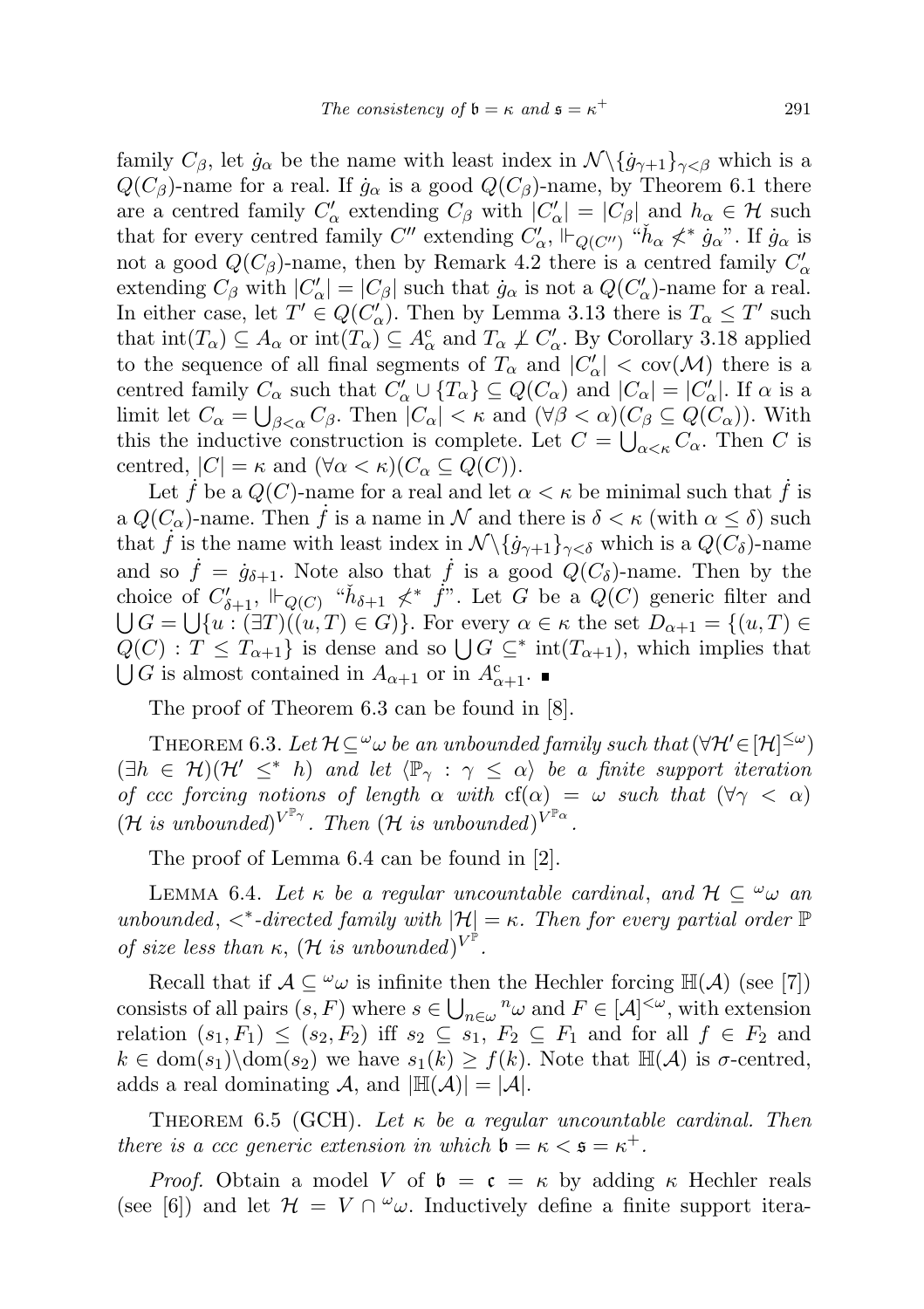family $C_\beta$, let $\dot{g}_\alpha$ be the name with least index in $\mathcal{N}\backslash\{\dot{g}_{\gamma+1}\}_{\gamma<\beta}$ which is a $Q(C_\beta)$-name for a real. If $\dot{g}_\alpha$ is a good $Q(C_\beta)$-name, by Theorem 6.1 there are a centred family $C'_\alpha$ extending $C_\beta$ with $|C'_\alpha| = |C_\beta|$ and $h_\alpha \in \mathcal{H}$ such that for every centred family $C''$ extending $C'_\alpha$, $\Vdash_{Q(C'')}$ "$\check{h}_\alpha \not<^* \dot{g}_\alpha$". If $\dot{g}_\alpha$ is not a good $Q(C_\beta)$-name, then by Remark 4.2 there is a centred family $C'_\alpha$ extending $C_\beta$ with $|C'_\alpha| = |C_\beta|$ such that $\dot{g}_\alpha$ is not a $Q(C'_\alpha)$-name for a real. In either case, let $T' \in Q(C'_\alpha)$. Then by Lemma 3.13 there is $T_\alpha \leq T'$ such that $\mathrm{int}(T_\alpha) \subseteq A_\alpha$ or $\mathrm{int}(T_\alpha) \subseteq A^{\mathrm{c}}_\alpha$ and $T_\alpha \not\perp C'_\alpha$. By Corollary 3.18 applied to the sequence of all final segments of $T_\alpha$ and $|C'_\alpha| < \mathrm{cov}(\mathcal{M})$ there is a centred family $C_\alpha$ such that $C'_\alpha \cup \{T_\alpha\} \subseteq Q(C_\alpha)$ and $|C_\alpha| = |C'_\alpha|$. If $\alpha$ is a limit let $C_\alpha = \bigcup_{\beta<\alpha} C_\beta$. Then $|C_\alpha| < \kappa$ and $(\forall \beta < \alpha)(C_\beta \subseteq Q(C_\alpha))$. With this the inductive construction is complete. Let $C = \bigcup_{\alpha<\kappa} C_\alpha$. Then $C$ is centred, $|C| = \kappa$ and $(\forall \alpha < \kappa)(C_\alpha \subseteq Q(C))$.

Let $\dot{f}$ be a $Q(C)$-name for a real and let $\alpha < \kappa$ be minimal such that $\dot{f}$ is a $Q(C_\alpha)$-name. Then $\dot{f}$ is a name in $\mathcal{N}$ and there is $\delta < \kappa$ (with $\alpha \leq \delta$) such that $\dot{f}$ is the name with least index in $\mathcal{N}\backslash\{\dot{g}_{\gamma+1}\}_{\gamma<\delta}$ which is a $Q(C_\delta)$-name and so $\dot{f} = \dot{g}_{\delta+1}$. Note also that $\dot{f}$ is a good $Q(C_\delta)$-name. Then by the choice of $C'_{\delta+1}$, $\Vdash_{Q(C)}$ "$\check{h}_{\delta+1} \not<^* \dot{f}$". Let $G$ be a $Q(C)$ generic filter and $\bigcup G = \bigcup\{u : (\exists T)((u,T) \in G)\}$. For every $\alpha \in \kappa$ the set $D_{\alpha+1} = \{(u,T) \in Q(C) : T \leq T_{\alpha+1}\}$ is dense and so $\bigcup G \subseteq^* \mathrm{int}(T_{\alpha+1})$, which implies that $\bigcup G$ is almost contained in $A_{\alpha+1}$ or in $A^{\mathrm{c}}_{\alpha+1}$. ∎

The proof of Theorem 6.3 can be found in [8].

THEOREM 6.3. *Let $\mathcal{H} \subseteq {}^\omega\omega$ be an unbounded family such that $(\forall \mathcal{H}' \in [\mathcal{H}]^{\leq\omega})$ $(\exists h \in \mathcal{H})(\mathcal{H}' \leq^* h)$ and let $\langle \mathbb{P}_\gamma : \gamma \leq \alpha\rangle$ be a finite support iteration of ccc forcing notions of length $\alpha$ with $\mathrm{cf}(\alpha) = \omega$ such that $(\forall \gamma < \alpha)$ $(\mathcal{H}$ is unbounded$)^{V^{\mathbb{P}_\gamma}}$. Then $(\mathcal{H}$ is unbounded$)^{V^{\mathbb{P}_\alpha}}$.*

The proof of Lemma 6.4 can be found in [2].

LEMMA 6.4. *Let $\kappa$ be a regular uncountable cardinal, and $\mathcal{H} \subseteq {}^\omega\omega$ an unbounded, $<^*$-directed family with $|\mathcal{H}| = \kappa$. Then for every partial order $\mathbb{P}$ of size less than $\kappa$, $(\mathcal{H}$ is unbounded$)^{V^{\mathbb{P}}}$.*

Recall that if $\mathcal{A} \subseteq {}^\omega\omega$ is infinite then the Hechler forcing $\mathbb{H}(\mathcal{A})$ (see [7]) consists of all pairs $(s,F)$ where $s \in \bigcup_{n\in\omega} {}^n\omega$ and $F \in [\mathcal{A}]^{<\omega}$, with extension relation $(s_1,F_1) \leq (s_2,F_2)$ iff $s_2 \subseteq s_1$, $F_2 \subseteq F_1$ and for all $f \in F_2$ and $k \in \mathrm{dom}(s_1)\backslash\mathrm{dom}(s_2)$ we have $s_1(k) \geq f(k)$. Note that $\mathbb{H}(\mathcal{A})$ is $\sigma$-centred, adds a real dominating $\mathcal{A}$, and $|\mathbb{H}(\mathcal{A})| = |\mathcal{A}|$.

THEOREM 6.5 (GCH). *Let $\kappa$ be a regular uncountable cardinal. Then there is a ccc generic extension in which $\mathfrak{b} = \kappa < \mathfrak{s} = \kappa^+$.*

*Proof.* Obtain a model $V$ of $\mathfrak{b} = \mathfrak{c} = \kappa$ by adding $\kappa$ Hechler reals (see [6]) and let $\mathcal{H} = V \cap {}^\omega\omega$. Inductively define a finite support itera-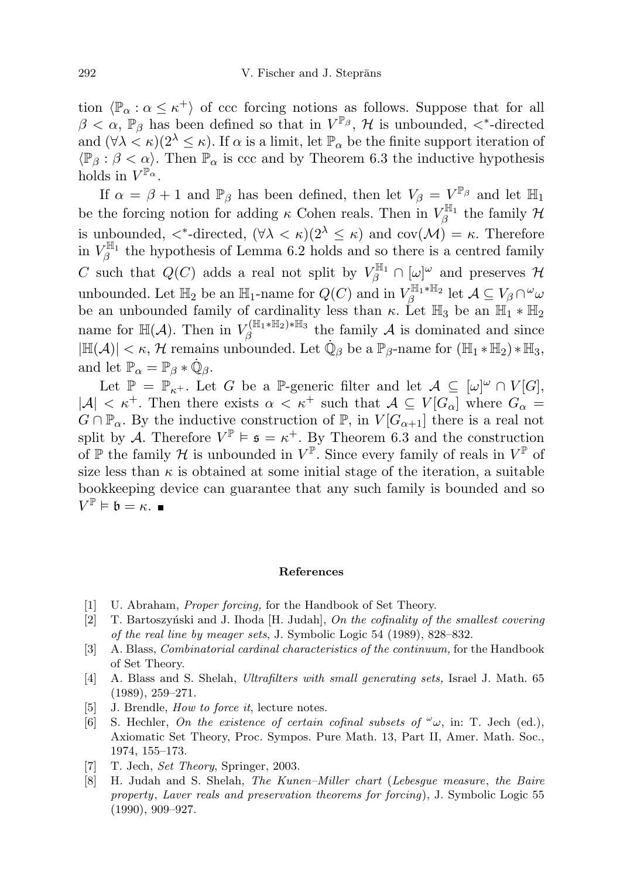tion $\langle \mathbb{P}_\alpha : \alpha \leq \kappa^+ \rangle$ of ccc forcing notions as follows. Suppose that for all $\beta < \alpha$, $\mathbb{P}_\beta$ has been defined so that in $V^{\mathbb{P}_\beta}$, $\mathcal{H}$ is unbounded, $<^*$-directed and $(\forall \lambda < \kappa)(2^\lambda \leq \kappa)$. If $\alpha$ is a limit, let $\mathbb{P}_\alpha$ be the finite support iteration of $\langle \mathbb{P}_\beta : \beta < \alpha \rangle$. Then $\mathbb{P}_\alpha$ is ccc and by Theorem 6.3 the inductive hypothesis holds in $V^{\mathbb{P}_\alpha}$.

If $\alpha = \beta + 1$ and $\mathbb{P}_\beta$ has been defined, then let $V_\beta = V^{\mathbb{P}_\beta}$ and let $\mathbb{H}_1$ be the forcing notion for adding $\kappa$ Cohen reals. Then in $V_\beta^{\mathbb{H}_1}$ the family $\mathcal{H}$ is unbounded, $<^*$-directed, $(\forall \lambda < \kappa)(2^\lambda \leq \kappa)$ and $\mathrm{cov}(\mathcal{M}) = \kappa$. Therefore in $V_\beta^{\mathbb{H}_1}$ the hypothesis of Lemma 6.2 holds and so there is a centred family $C$ such that $Q(C)$ adds a real not split by $V_\beta^{\mathbb{H}_1} \cap [\omega]^\omega$ and preserves $\mathcal{H}$ unbounded. Let $\mathbb{H}_2$ be an $\mathbb{H}_1$-name for $Q(C)$ and in $V_\beta^{\mathbb{H}_1 * \mathbb{H}_2}$ let $\mathcal{A} \subseteq V_\beta \cap {}^\omega\omega$ be an unbounded family of cardinality less than $\kappa$. Let $\mathbb{H}_3$ be an $\mathbb{H}_1 * \mathbb{H}_2$ name for $\mathbb{H}(\mathcal{A})$. Then in $V_\beta^{(\mathbb{H}_1 * \mathbb{H}_2) * \mathbb{H}_3}$ the family $\mathcal{A}$ is dominated and since $|\mathbb{H}(\mathcal{A})| < \kappa$, $\mathcal{H}$ remains unbounded. Let $\dot{\mathbb{Q}}_\beta$ be a $\mathbb{P}_\beta$-name for $(\mathbb{H}_1 * \mathbb{H}_2) * \mathbb{H}_3$, and let $\mathbb{P}_\alpha = \mathbb{P}_\beta * \dot{\mathbb{Q}}_\beta$.

Let $\mathbb{P} = \mathbb{P}_{\kappa^+}$. Let $G$ be a $\mathbb{P}$-generic filter and let $\mathcal{A} \subseteq [\omega]^\omega \cap V[G]$, $|\mathcal{A}| < \kappa^+$. Then there exists $\alpha < \kappa^+$ such that $\mathcal{A} \subseteq V[G_\alpha]$ where $G_\alpha = G \cap \mathbb{P}_\alpha$. By the inductive construction of $\mathbb{P}$, in $V[G_{\alpha+1}]$ there is a real not split by $\mathcal{A}$. Therefore $V^{\mathbb{P}} \vDash \mathfrak{s} = \kappa^+$. By Theorem 6.3 and the construction of $\mathbb{P}$ the family $\mathcal{H}$ is unbounded in $V^{\mathbb{P}}$. Since every family of reals in $V^{\mathbb{P}}$ of size less than $\kappa$ is obtained at some initial stage of the iteration, a suitable bookkeeping device can guarantee that any such family is bounded and so $V^{\mathbb{P}} \vDash \mathfrak{b} = \kappa$. ∎

## References

[1] U. Abraham, *Proper forcing,* for the Handbook of Set Theory.

[2] T. Bartoszyński and J. Ihoda [H. Judah], *On the cofinality of the smallest covering of the real line by meager sets*, J. Symbolic Logic 54 (1989), 828–832.

[3] A. Blass, *Combinatorial cardinal characteristics of the continuum,* for the Handbook of Set Theory.

[4] A. Blass and S. Shelah, *Ultrafilters with small generating sets,* Israel J. Math. 65 (1989), 259–271.

[5] J. Brendle, *How to force it*, lecture notes.

[6] S. Hechler, *On the existence of certain cofinal subsets of* ${}^\omega\omega$, in: T. Jech (ed.), Axiomatic Set Theory, Proc. Sympos. Pure Math. 13, Part II, Amer. Math. Soc., 1974, 155–173.

[7] T. Jech, *Set Theory*, Springer, 2003.

[8] H. Judah and S. Shelah, *The Kunen–Miller chart* (*Lebesgue measure*, *the Baire property*, *Laver reals and preservation theorems for forcing*), J. Symbolic Logic 55 (1990), 909–927.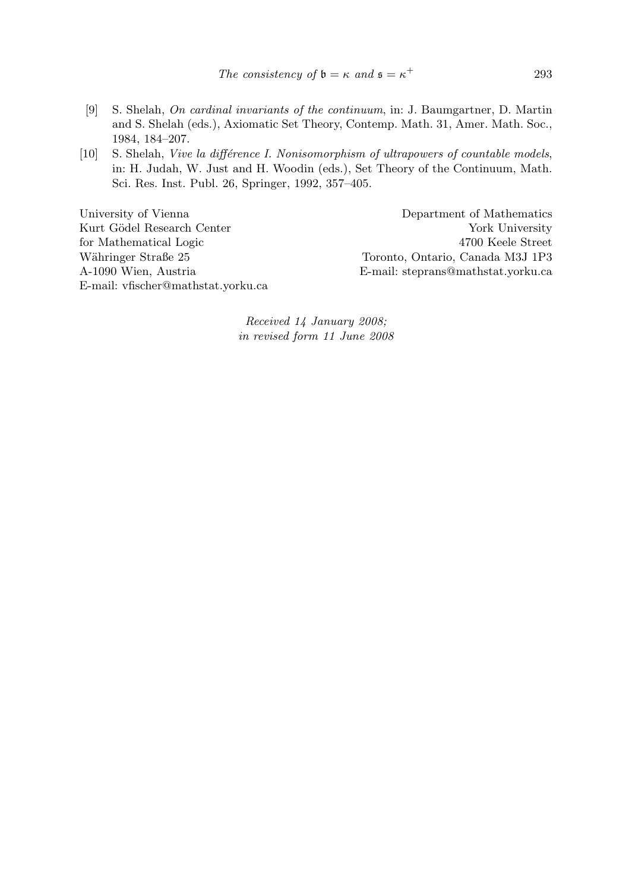[9] S. Shelah, *On cardinal invariants of the continuum*, in: J. Baumgartner, D. Martin and S. Shelah (eds.), Axiomatic Set Theory, Contemp. Math. 31, Amer. Math. Soc., 1984, 184–207.

[10] S. Shelah, *Vive la différence I. Nonisomorphism of ultrapowers of countable models*, in: H. Judah, W. Just and H. Woodin (eds.), Set Theory of the Continuum, Math. Sci. Res. Inst. Publ. 26, Springer, 1992, 357–405.

University of Vienna
Kurt Gödel Research Center
for Mathematical Logic
Währinger Straße 25
A-1090 Wien, Austria
E-mail: vfischer@mathstat.yorku.ca

Department of Mathematics
York University
4700 Keele Street
Toronto, Ontario, Canada M3J 1P3
E-mail: steprans@mathstat.yorku.ca

*Received 14 January 2008;*
*in revised form 11 June 2008*